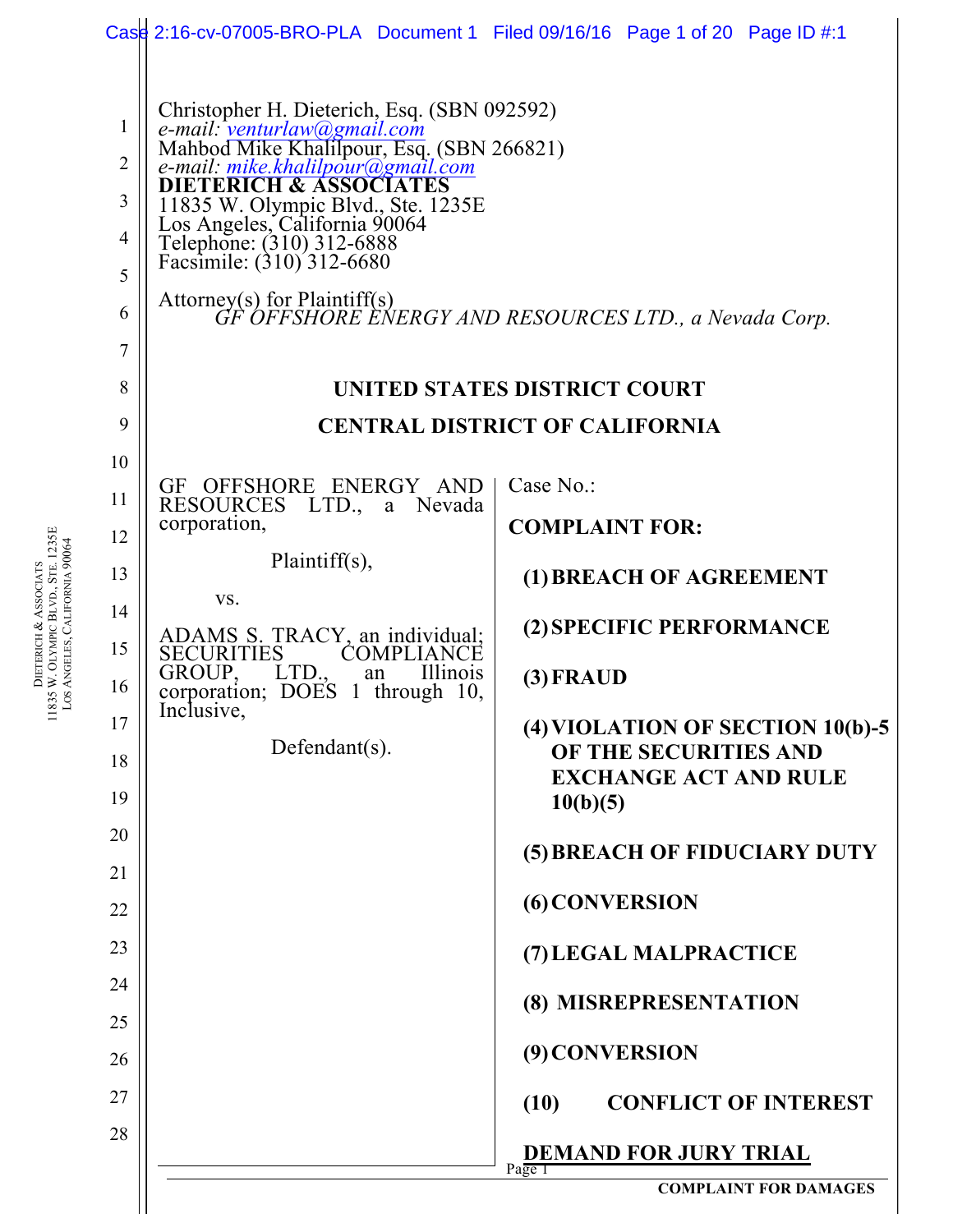Christopher H. Dieterich, Esq. (SBN 092592)
*e-mail: venturlaw@gmail.com*
Mahbod Mike Khalilpour, Esq. (SBN 266821)
*e-mail: mike.khalilpour@gmail.com*
**DIETERICH & ASSOCIATES**
11835 W. Olympic Blvd., Ste. 1235E
Los Angeles, California 90064
Telephone: (310) 312-6888
Facsimile: (310) 312-6680

Attorney(s) for Plaintiff(s)
*GF OFFSHORE ENERGY AND RESOURCES LTD., a Nevada Corp.*

**UNITED STATES DISTRICT COURT**

**CENTRAL DISTRICT OF CALIFORNIA**

GF OFFSHORE ENERGY AND RESOURCES LTD., a Nevada corporation,

Plaintiff(s),

vs.

ADAMS S. TRACY, an individual; SECURITIES COMPLIANCE GROUP, LTD., an Illinois corporation; DOES 1 through 10, Inclusive,

Defendant(s).

Case No.:

**COMPLAINT FOR:**

**(1) BREACH OF AGREEMENT**

**(2) SPECIFIC PERFORMANCE**

**(3) FRAUD**

**(4) VIOLATION OF SECTION 10(b)-5 OF THE SECURITIES AND EXCHANGE ACT AND RULE 10(b)(5)**

**(5) BREACH OF FIDUCIARY DUTY**

**(6) CONVERSION**

**(7) LEGAL MALPRACTICE**

**(8) MISREPRESENTATION**

**(9) CONVERSION**

**(10) CONFLICT OF INTEREST**

**DEMAND FOR JURY TRIAL**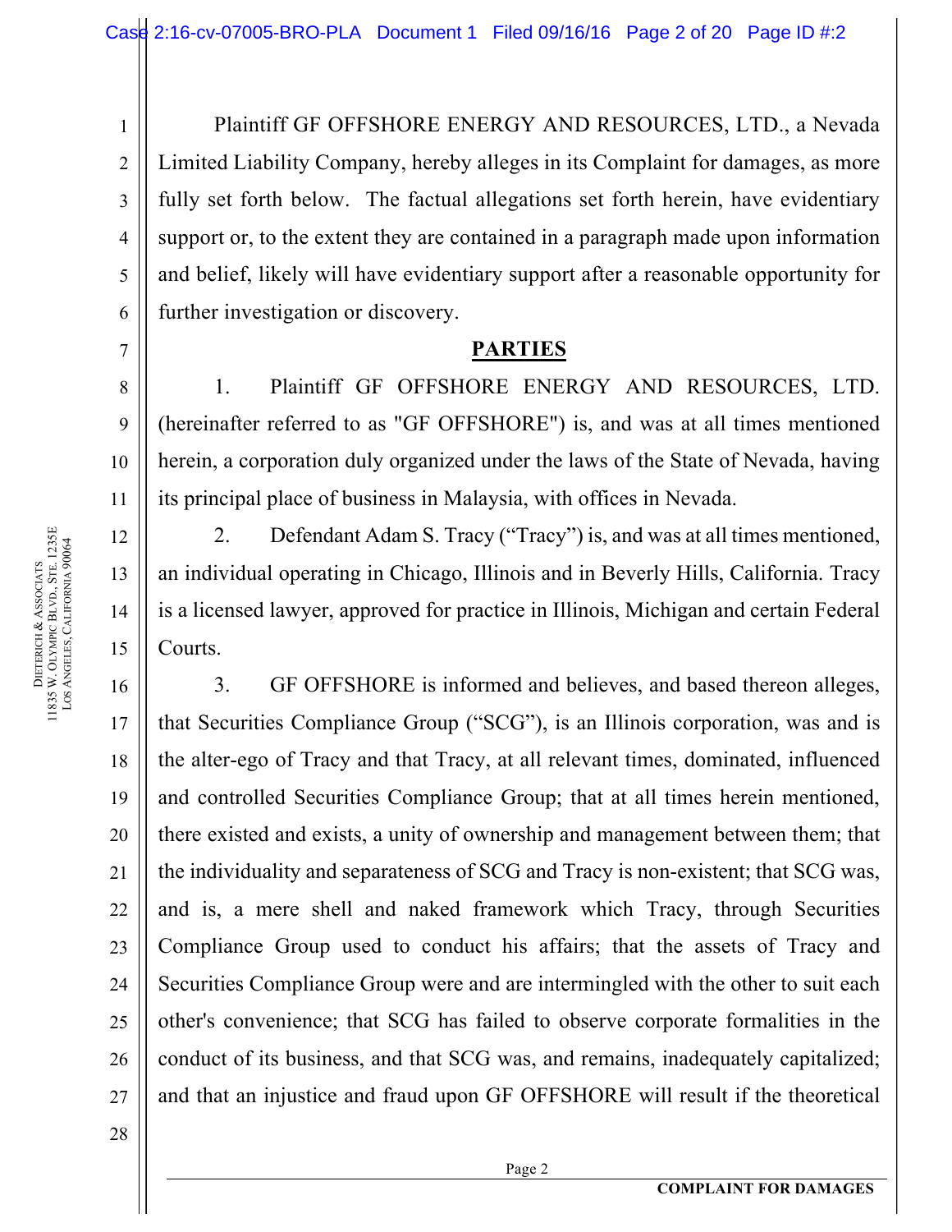Plaintiff GF OFFSHORE ENERGY AND RESOURCES, LTD., a Nevada Limited Liability Company, hereby alleges in its Complaint for damages, as more fully set forth below. The factual allegations set forth herein, have evidentiary support or, to the extent they are contained in a paragraph made upon information and belief, likely will have evidentiary support after a reasonable opportunity for further investigation or discovery.

## PARTIES

1. Plaintiff GF OFFSHORE ENERGY AND RESOURCES, LTD. (hereinafter referred to as "GF OFFSHORE") is, and was at all times mentioned herein, a corporation duly organized under the laws of the State of Nevada, having its principal place of business in Malaysia, with offices in Nevada.

2. Defendant Adam S. Tracy ("Tracy") is, and was at all times mentioned, an individual operating in Chicago, Illinois and in Beverly Hills, California. Tracy is a licensed lawyer, approved for practice in Illinois, Michigan and certain Federal Courts.

3. GF OFFSHORE is informed and believes, and based thereon alleges, that Securities Compliance Group ("SCG"), is an Illinois corporation, was and is the alter-ego of Tracy and that Tracy, at all relevant times, dominated, influenced and controlled Securities Compliance Group; that at all times herein mentioned, there existed and exists, a unity of ownership and management between them; that the individuality and separateness of SCG and Tracy is non-existent; that SCG was, and is, a mere shell and naked framework which Tracy, through Securities Compliance Group used to conduct his affairs; that the assets of Tracy and Securities Compliance Group were and are intermingled with the other to suit each other's convenience; that SCG has failed to observe corporate formalities in the conduct of its business, and that SCG was, and remains, inadequately capitalized; and that an injustice and fraud upon GF OFFSHORE will result if the theoretical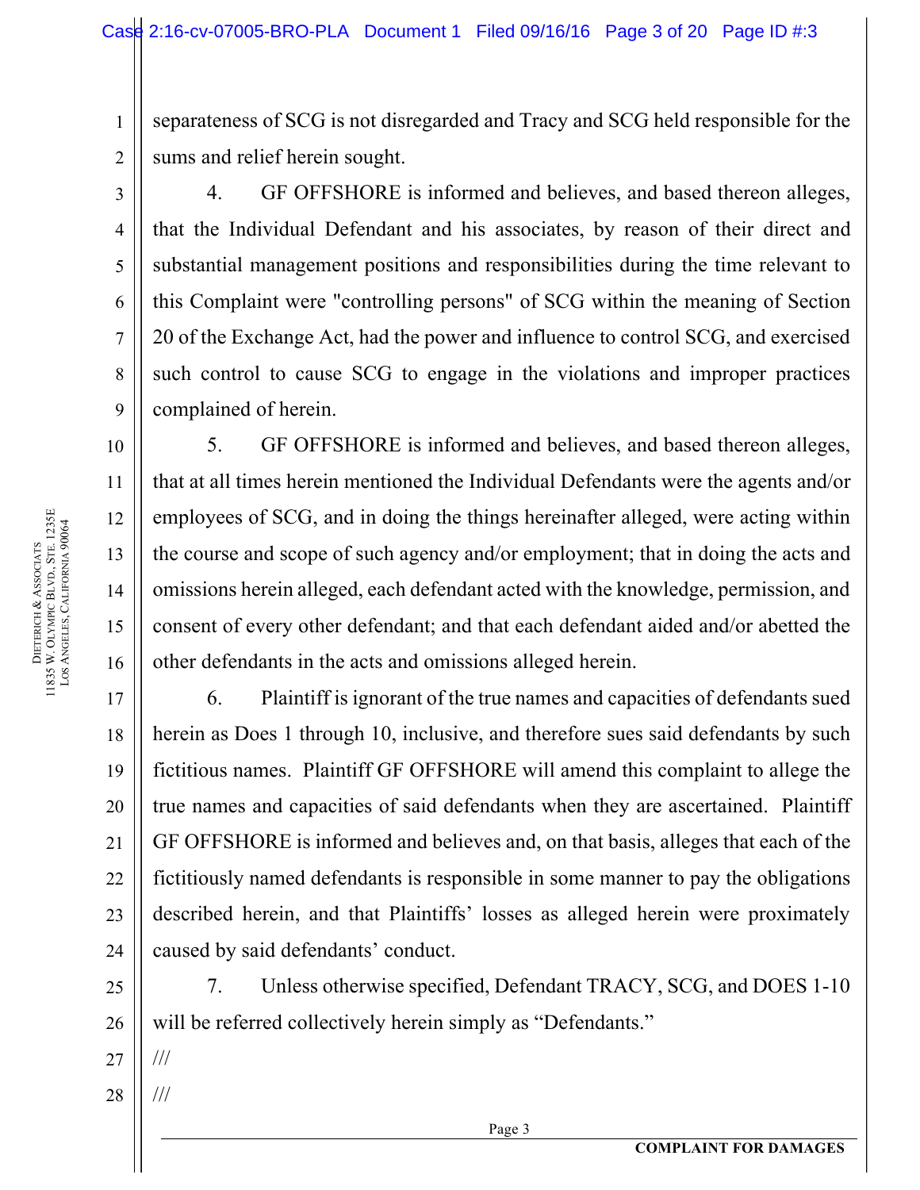separateness of SCG is not disregarded and Tracy and SCG held responsible for the sums and relief herein sought.

4. GF OFFSHORE is informed and believes, and based thereon alleges, that the Individual Defendant and his associates, by reason of their direct and substantial management positions and responsibilities during the time relevant to this Complaint were "controlling persons" of SCG within the meaning of Section 20 of the Exchange Act, had the power and influence to control SCG, and exercised such control to cause SCG to engage in the violations and improper practices complained of herein.

5. GF OFFSHORE is informed and believes, and based thereon alleges, that at all times herein mentioned the Individual Defendants were the agents and/or employees of SCG, and in doing the things hereinafter alleged, were acting within the course and scope of such agency and/or employment; that in doing the acts and omissions herein alleged, each defendant acted with the knowledge, permission, and consent of every other defendant; and that each defendant aided and/or abetted the other defendants in the acts and omissions alleged herein.

6. Plaintiff is ignorant of the true names and capacities of defendants sued herein as Does 1 through 10, inclusive, and therefore sues said defendants by such fictitious names. Plaintiff GF OFFSHORE will amend this complaint to allege the true names and capacities of said defendants when they are ascertained. Plaintiff GF OFFSHORE is informed and believes and, on that basis, alleges that each of the fictitiously named defendants is responsible in some manner to pay the obligations described herein, and that Plaintiffs' losses as alleged herein were proximately caused by said defendants' conduct.

7. Unless otherwise specified, Defendant TRACY, SCG, and DOES 1-10 will be referred collectively herein simply as "Defendants."

///

///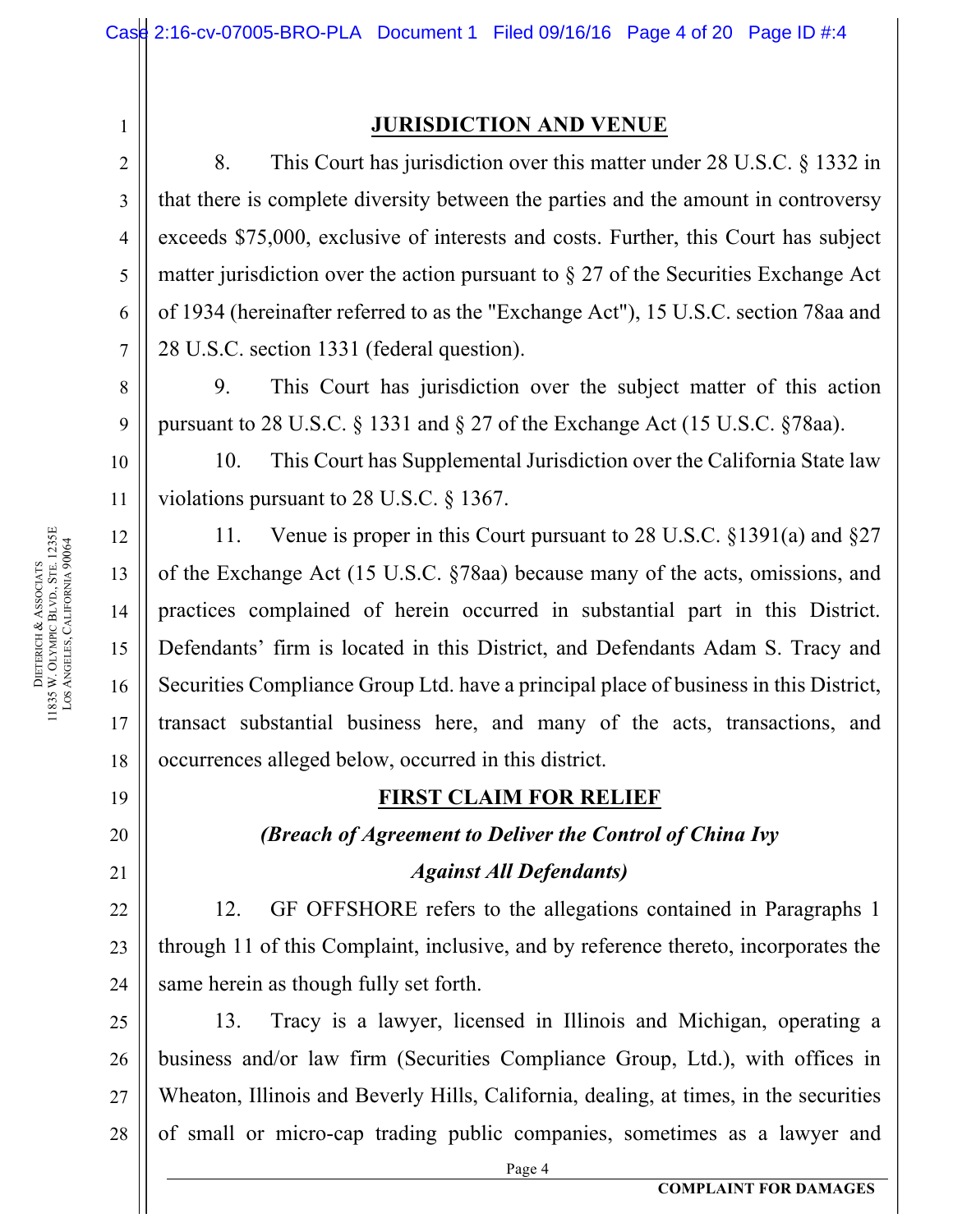## JURISDICTION AND VENUE

8. This Court has jurisdiction over this matter under 28 U.S.C. § 1332 in that there is complete diversity between the parties and the amount in controversy exceeds $75,000, exclusive of interests and costs. Further, this Court has subject matter jurisdiction over the action pursuant to § 27 of the Securities Exchange Act of 1934 (hereinafter referred to as the "Exchange Act"), 15 U.S.C. section 78aa and 28 U.S.C. section 1331 (federal question).

9. This Court has jurisdiction over the subject matter of this action pursuant to 28 U.S.C. § 1331 and § 27 of the Exchange Act (15 U.S.C. §78aa).

10. This Court has Supplemental Jurisdiction over the California State law violations pursuant to 28 U.S.C. § 1367.

11. Venue is proper in this Court pursuant to 28 U.S.C. §1391(a) and §27 of the Exchange Act (15 U.S.C. §78aa) because many of the acts, omissions, and practices complained of herein occurred in substantial part in this District. Defendants' firm is located in this District, and Defendants Adam S. Tracy and Securities Compliance Group Ltd. have a principal place of business in this District, transact substantial business here, and many of the acts, transactions, and occurrences alleged below, occurred in this district.

## FIRST CLAIM FOR RELIEF

***(Breach of Agreement to Deliver the Control of China Ivy Against All Defendants)***

12. GF OFFSHORE refers to the allegations contained in Paragraphs 1 through 11 of this Complaint, inclusive, and by reference thereto, incorporates the same herein as though fully set forth.

13. Tracy is a lawyer, licensed in Illinois and Michigan, operating a business and/or law firm (Securities Compliance Group, Ltd.), with offices in Wheaton, Illinois and Beverly Hills, California, dealing, at times, in the securities of small or micro-cap trading public companies, sometimes as a lawyer and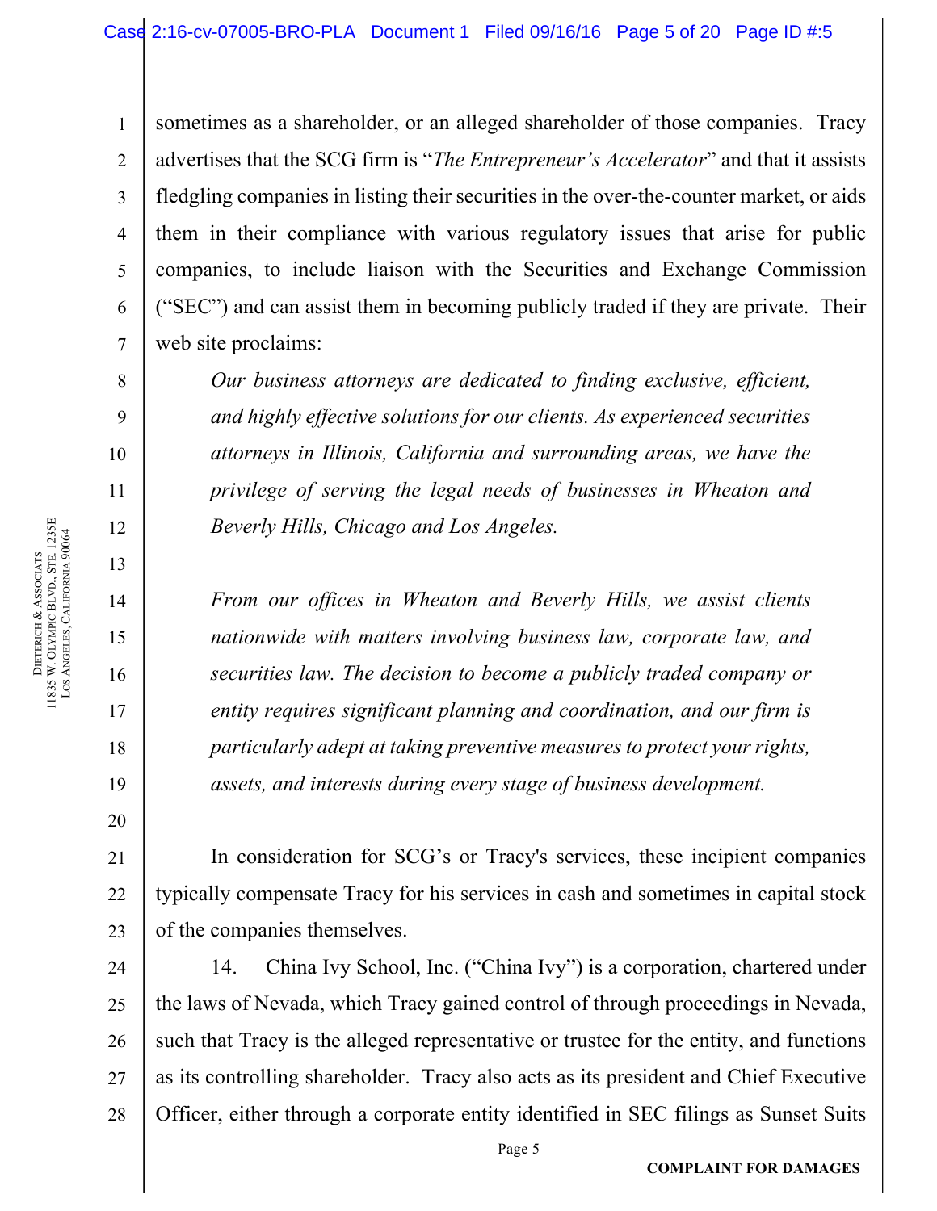sometimes as a shareholder, or an alleged shareholder of those companies. Tracy advertises that the SCG firm is "*The Entrepreneur's Accelerator*" and that it assists fledgling companies in listing their securities in the over-the-counter market, or aids them in their compliance with various regulatory issues that arise for public companies, to include liaison with the Securities and Exchange Commission ("SEC") and can assist them in becoming publicly traded if they are private. Their web site proclaims:

> *Our business attorneys are dedicated to finding exclusive, efficient, and highly effective solutions for our clients. As experienced securities attorneys in Illinois, California and surrounding areas, we have the privilege of serving the legal needs of businesses in Wheaton and Beverly Hills, Chicago and Los Angeles.*
>
> *From our offices in Wheaton and Beverly Hills, we assist clients nationwide with matters involving business law, corporate law, and securities law. The decision to become a publicly traded company or entity requires significant planning and coordination, and our firm is particularly adept at taking preventive measures to protect your rights, assets, and interests during every stage of business development.*

In consideration for SCG's or Tracy's services, these incipient companies typically compensate Tracy for his services in cash and sometimes in capital stock of the companies themselves.

14. China Ivy School, Inc. ("China Ivy") is a corporation, chartered under the laws of Nevada, which Tracy gained control of through proceedings in Nevada, such that Tracy is the alleged representative or trustee for the entity, and functions as its controlling shareholder. Tracy also acts as its president and Chief Executive Officer, either through a corporate entity identified in SEC filings as Sunset Suits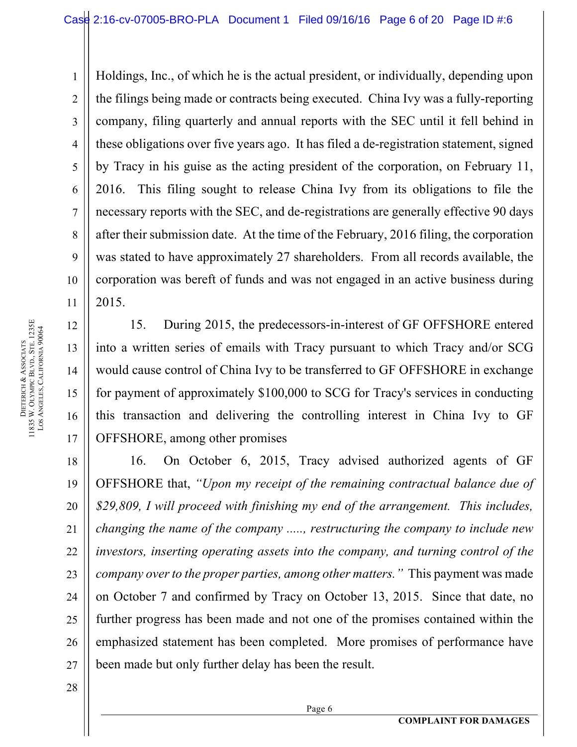Holdings, Inc., of which he is the actual president, or individually, depending upon the filings being made or contracts being executed. China Ivy was a fully-reporting company, filing quarterly and annual reports with the SEC until it fell behind in these obligations over five years ago. It has filed a de-registration statement, signed by Tracy in his guise as the acting president of the corporation, on February 11, 2016. This filing sought to release China Ivy from its obligations to file the necessary reports with the SEC, and de-registrations are generally effective 90 days after their submission date. At the time of the February, 2016 filing, the corporation was stated to have approximately 27 shareholders. From all records available, the corporation was bereft of funds and was not engaged in an active business during 2015.

15. During 2015, the predecessors-in-interest of GF OFFSHORE entered into a written series of emails with Tracy pursuant to which Tracy and/or SCG would cause control of China Ivy to be transferred to GF OFFSHORE in exchange for payment of approximately $100,000 to SCG for Tracy's services in conducting this transaction and delivering the controlling interest in China Ivy to GF OFFSHORE, among other promises

16. On October 6, 2015, Tracy advised authorized agents of GF OFFSHORE that, *"Upon my receipt of the remaining contractual balance due of $29,809, I will proceed with finishing my end of the arrangement. This includes, changing the name of the company ....., restructuring the company to include new investors, inserting operating assets into the company, and turning control of the company over to the proper parties, among other matters."* This payment was made on October 7 and confirmed by Tracy on October 13, 2015. Since that date, no further progress has been made and not one of the promises contained within the emphasized statement has been completed. More promises of performance have been made but only further delay has been the result.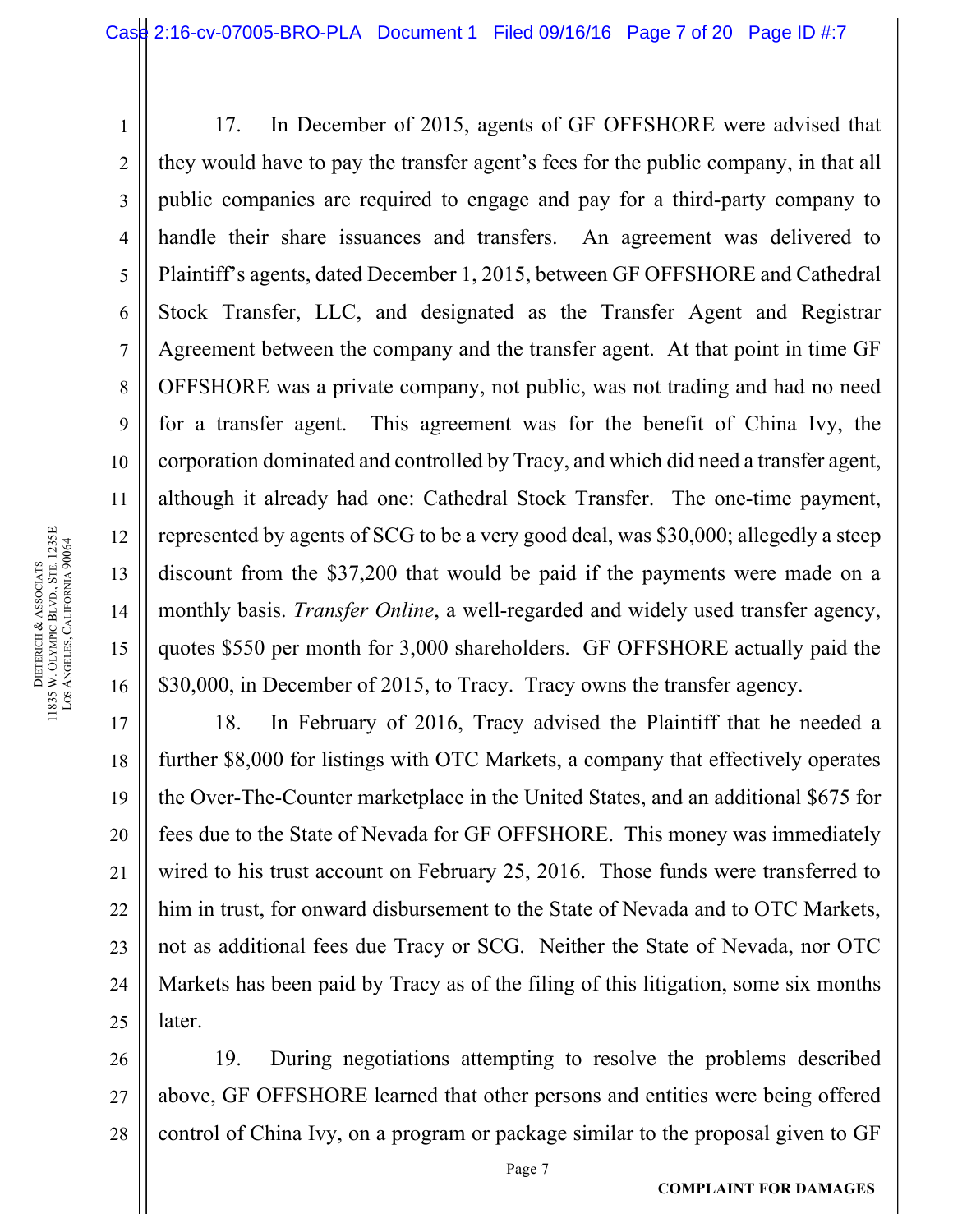17. In December of 2015, agents of GF OFFSHORE were advised that they would have to pay the transfer agent's fees for the public company, in that all public companies are required to engage and pay for a third-party company to handle their share issuances and transfers. An agreement was delivered to Plaintiff's agents, dated December 1, 2015, between GF OFFSHORE and Cathedral Stock Transfer, LLC, and designated as the Transfer Agent and Registrar Agreement between the company and the transfer agent. At that point in time GF OFFSHORE was a private company, not public, was not trading and had no need for a transfer agent. This agreement was for the benefit of China Ivy, the corporation dominated and controlled by Tracy, and which did need a transfer agent, although it already had one: Cathedral Stock Transfer. The one-time payment, represented by agents of SCG to be a very good deal, was $30,000; allegedly a steep discount from the $37,200 that would be paid if the payments were made on a monthly basis. *Transfer Online*, a well-regarded and widely used transfer agency, quotes $550 per month for 3,000 shareholders. GF OFFSHORE actually paid the $30,000, in December of 2015, to Tracy. Tracy owns the transfer agency.

18. In February of 2016, Tracy advised the Plaintiff that he needed a further $8,000 for listings with OTC Markets, a company that effectively operates the Over-The-Counter marketplace in the United States, and an additional $675 for fees due to the State of Nevada for GF OFFSHORE. This money was immediately wired to his trust account on February 25, 2016. Those funds were transferred to him in trust, for onward disbursement to the State of Nevada and to OTC Markets, not as additional fees due Tracy or SCG. Neither the State of Nevada, nor OTC Markets has been paid by Tracy as of the filing of this litigation, some six months later.

19. During negotiations attempting to resolve the problems described above, GF OFFSHORE learned that other persons and entities were being offered control of China Ivy, on a program or package similar to the proposal given to GF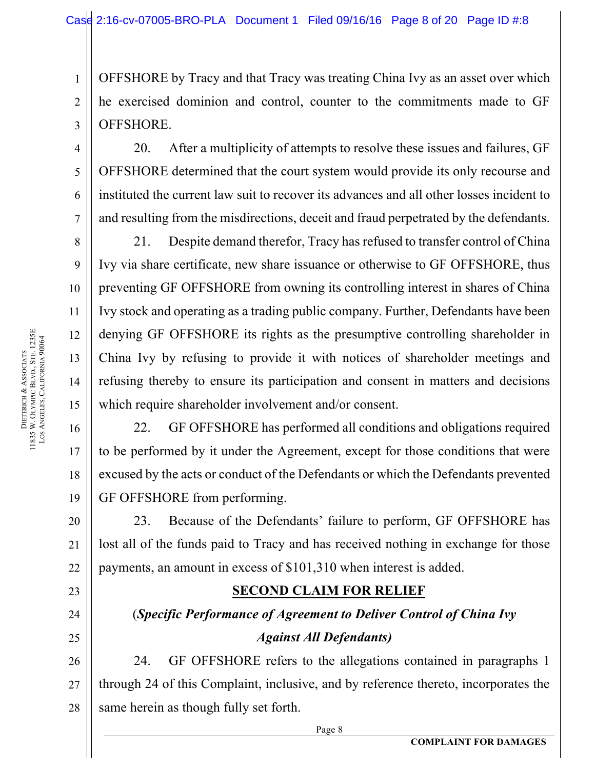OFFSHORE by Tracy and that Tracy was treating China Ivy as an asset over which he exercised dominion and control, counter to the commitments made to GF OFFSHORE.

20. After a multiplicity of attempts to resolve these issues and failures, GF OFFSHORE determined that the court system would provide its only recourse and instituted the current law suit to recover its advances and all other losses incident to and resulting from the misdirections, deceit and fraud perpetrated by the defendants.

21. Despite demand therefor, Tracy has refused to transfer control of China Ivy via share certificate, new share issuance or otherwise to GF OFFSHORE, thus preventing GF OFFSHORE from owning its controlling interest in shares of China Ivy stock and operating as a trading public company. Further, Defendants have been denying GF OFFSHORE its rights as the presumptive controlling shareholder in China Ivy by refusing to provide it with notices of shareholder meetings and refusing thereby to ensure its participation and consent in matters and decisions which require shareholder involvement and/or consent.

22. GF OFFSHORE has performed all conditions and obligations required to be performed by it under the Agreement, except for those conditions that were excused by the acts or conduct of the Defendants or which the Defendants prevented GF OFFSHORE from performing.

23. Because of the Defendants' failure to perform, GF OFFSHORE has lost all of the funds paid to Tracy and has received nothing in exchange for those payments, an amount in excess of $101,310 when interest is added.

## SECOND CLAIM FOR RELIEF

**(*Specific Performance of Agreement to Deliver Control of China Ivy Against All Defendants)***

24. GF OFFSHORE refers to the allegations contained in paragraphs 1 through 24 of this Complaint, inclusive, and by reference thereto, incorporates the same herein as though fully set forth.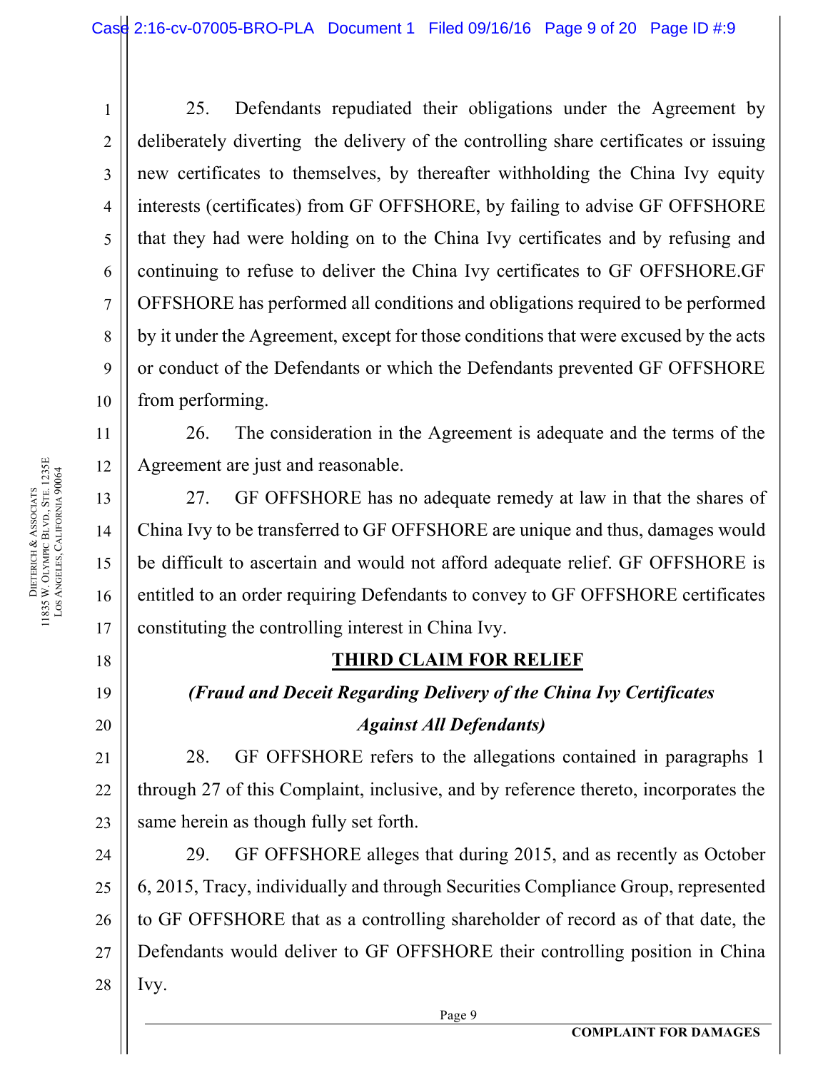25. Defendants repudiated their obligations under the Agreement by deliberately diverting the delivery of the controlling share certificates or issuing new certificates to themselves, by thereafter withholding the China Ivy equity interests (certificates) from GF OFFSHORE, by failing to advise GF OFFSHORE that they had were holding on to the China Ivy certificates and by refusing and continuing to refuse to deliver the China Ivy certificates to GF OFFSHORE.GF OFFSHORE has performed all conditions and obligations required to be performed by it under the Agreement, except for those conditions that were excused by the acts or conduct of the Defendants or which the Defendants prevented GF OFFSHORE from performing.

26. The consideration in the Agreement is adequate and the terms of the Agreement are just and reasonable.

27. GF OFFSHORE has no adequate remedy at law in that the shares of China Ivy to be transferred to GF OFFSHORE are unique and thus, damages would be difficult to ascertain and would not afford adequate relief. GF OFFSHORE is entitled to an order requiring Defendants to convey to GF OFFSHORE certificates constituting the controlling interest in China Ivy.

## THIRD CLAIM FOR RELIEF

***(Fraud and Deceit Regarding Delivery of the China Ivy Certificates Against All Defendants)***

28. GF OFFSHORE refers to the allegations contained in paragraphs 1 through 27 of this Complaint, inclusive, and by reference thereto, incorporates the same herein as though fully set forth.

29. GF OFFSHORE alleges that during 2015, and as recently as October 6, 2015, Tracy, individually and through Securities Compliance Group, represented to GF OFFSHORE that as a controlling shareholder of record as of that date, the Defendants would deliver to GF OFFSHORE their controlling position in China Ivy.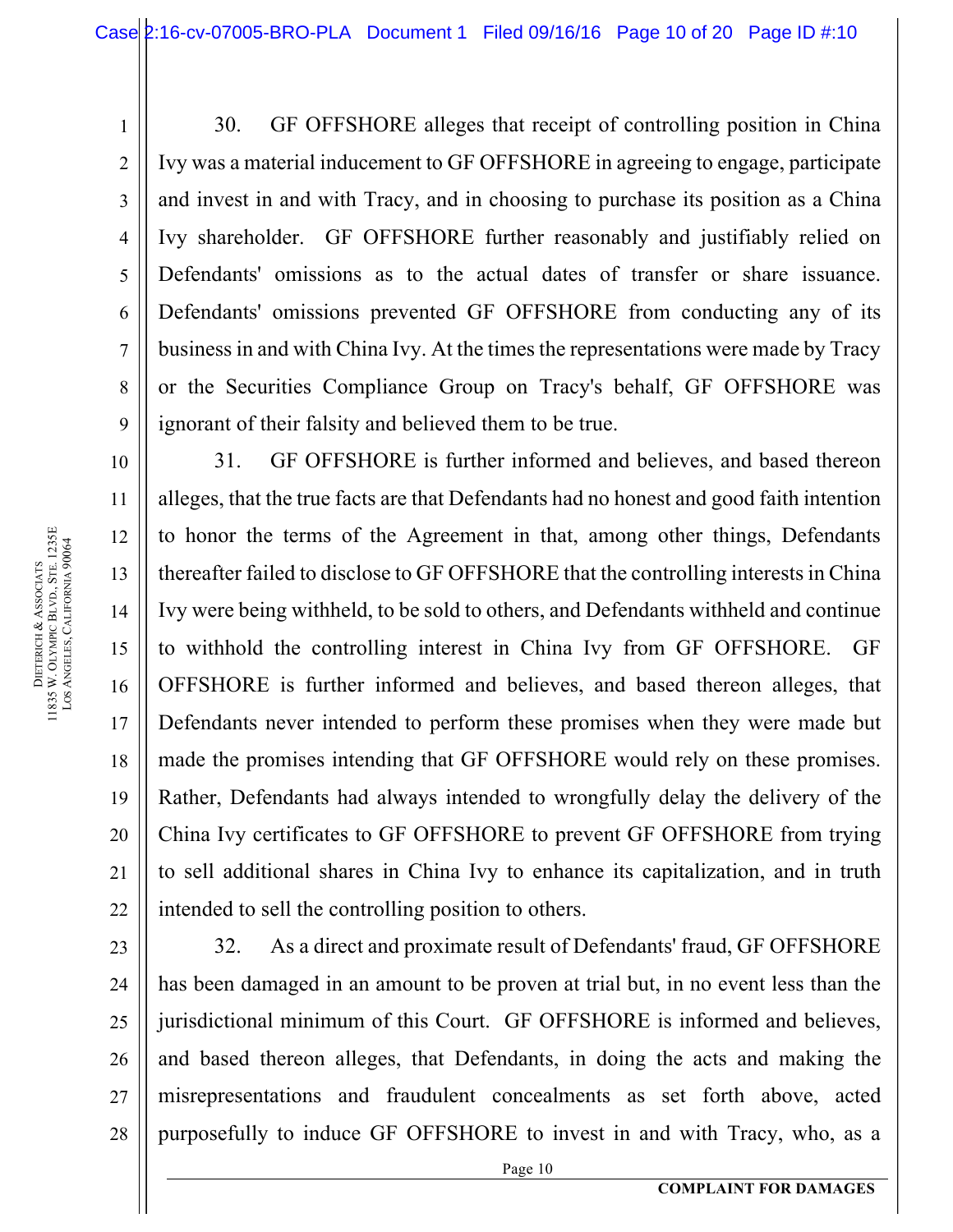30. GF OFFSHORE alleges that receipt of controlling position in China Ivy was a material inducement to GF OFFSHORE in agreeing to engage, participate and invest in and with Tracy, and in choosing to purchase its position as a China Ivy shareholder. GF OFFSHORE further reasonably and justifiably relied on Defendants' omissions as to the actual dates of transfer or share issuance. Defendants' omissions prevented GF OFFSHORE from conducting any of its business in and with China Ivy. At the times the representations were made by Tracy or the Securities Compliance Group on Tracy's behalf, GF OFFSHORE was ignorant of their falsity and believed them to be true.

31. GF OFFSHORE is further informed and believes, and based thereon alleges, that the true facts are that Defendants had no honest and good faith intention to honor the terms of the Agreement in that, among other things, Defendants thereafter failed to disclose to GF OFFSHORE that the controlling interests in China Ivy were being withheld, to be sold to others, and Defendants withheld and continue to withhold the controlling interest in China Ivy from GF OFFSHORE. GF OFFSHORE is further informed and believes, and based thereon alleges, that Defendants never intended to perform these promises when they were made but made the promises intending that GF OFFSHORE would rely on these promises. Rather, Defendants had always intended to wrongfully delay the delivery of the China Ivy certificates to GF OFFSHORE to prevent GF OFFSHORE from trying to sell additional shares in China Ivy to enhance its capitalization, and in truth intended to sell the controlling position to others.

32. As a direct and proximate result of Defendants' fraud, GF OFFSHORE has been damaged in an amount to be proven at trial but, in no event less than the jurisdictional minimum of this Court. GF OFFSHORE is informed and believes, and based thereon alleges, that Defendants, in doing the acts and making the misrepresentations and fraudulent concealments as set forth above, acted purposefully to induce GF OFFSHORE to invest in and with Tracy, who, as a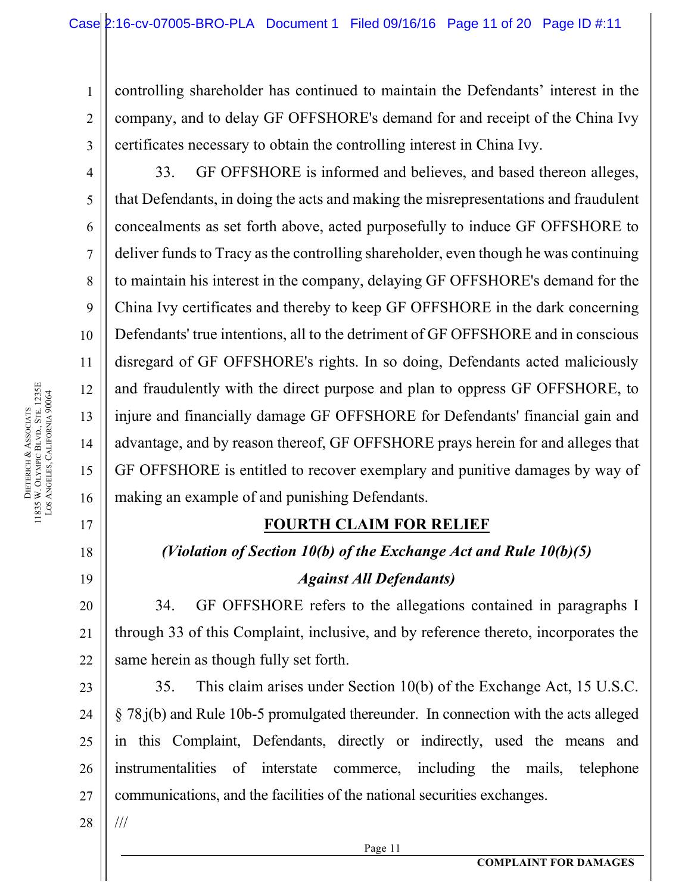controlling shareholder has continued to maintain the Defendants' interest in the company, and to delay GF OFFSHORE's demand for and receipt of the China Ivy certificates necessary to obtain the controlling interest in China Ivy.

33. GF OFFSHORE is informed and believes, and based thereon alleges, that Defendants, in doing the acts and making the misrepresentations and fraudulent concealments as set forth above, acted purposefully to induce GF OFFSHORE to deliver funds to Tracy as the controlling shareholder, even though he was continuing to maintain his interest in the company, delaying GF OFFSHORE's demand for the China Ivy certificates and thereby to keep GF OFFSHORE in the dark concerning Defendants' true intentions, all to the detriment of GF OFFSHORE and in conscious disregard of GF OFFSHORE's rights. In so doing, Defendants acted maliciously and fraudulently with the direct purpose and plan to oppress GF OFFSHORE, to injure and financially damage GF OFFSHORE for Defendants' financial gain and advantage, and by reason thereof, GF OFFSHORE prays herein for and alleges that GF OFFSHORE is entitled to recover exemplary and punitive damages by way of making an example of and punishing Defendants.

## FOURTH CLAIM FOR RELIEF

***(Violation of Section 10(b) of the Exchange Act and Rule 10(b)(5) Against All Defendants)***

34. GF OFFSHORE refers to the allegations contained in paragraphs I through 33 of this Complaint, inclusive, and by reference thereto, incorporates the same herein as though fully set forth.

35. This claim arises under Section 10(b) of the Exchange Act, 15 U.S.C. § 78j(b) and Rule 10b-5 promulgated thereunder. In connection with the acts alleged in this Complaint, Defendants, directly or indirectly, used the means and instrumentalities of interstate commerce, including the mails, telephone communications, and the facilities of the national securities exchanges.

///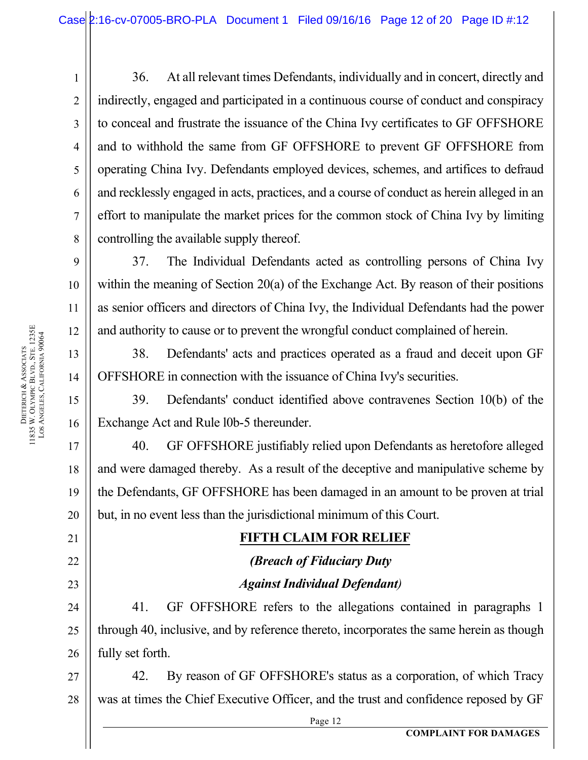36. At all relevant times Defendants, individually and in concert, directly and indirectly, engaged and participated in a continuous course of conduct and conspiracy to conceal and frustrate the issuance of the China Ivy certificates to GF OFFSHORE and to withhold the same from GF OFFSHORE to prevent GF OFFSHORE from operating China Ivy. Defendants employed devices, schemes, and artifices to defraud and recklessly engaged in acts, practices, and a course of conduct as herein alleged in an effort to manipulate the market prices for the common stock of China Ivy by limiting controlling the available supply thereof.

37. The Individual Defendants acted as controlling persons of China Ivy within the meaning of Section 20(a) of the Exchange Act. By reason of their positions as senior officers and directors of China Ivy, the Individual Defendants had the power and authority to cause or to prevent the wrongful conduct complained of herein.

38. Defendants' acts and practices operated as a fraud and deceit upon GF OFFSHORE in connection with the issuance of China Ivy's securities.

39. Defendants' conduct identified above contravenes Section 10(b) of the Exchange Act and Rule l0b-5 thereunder.

40. GF OFFSHORE justifiably relied upon Defendants as heretofore alleged and were damaged thereby. As a result of the deceptive and manipulative scheme by the Defendants, GF OFFSHORE has been damaged in an amount to be proven at trial but, in no event less than the jurisdictional minimum of this Court.

**FIFTH CLAIM FOR RELIEF**

***(Breach of Fiduciary Duty***

***Against Individual Defendant)***

41. GF OFFSHORE refers to the allegations contained in paragraphs 1 through 40, inclusive, and by reference thereto, incorporates the same herein as though fully set forth.

42. By reason of GF OFFSHORE's status as a corporation, of which Tracy was at times the Chief Executive Officer, and the trust and confidence reposed by GF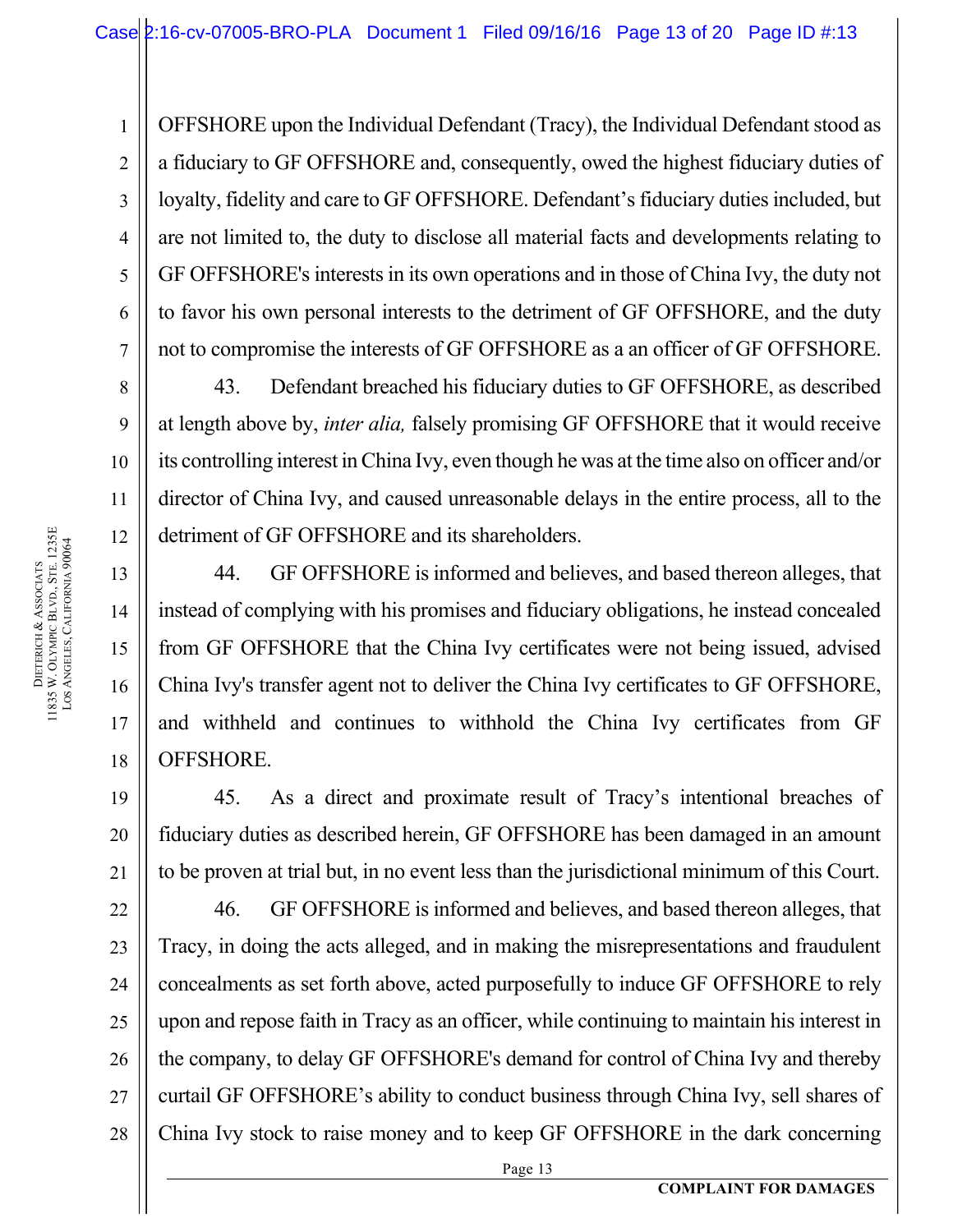OFFSHORE upon the Individual Defendant (Tracy), the Individual Defendant stood as a fiduciary to GF OFFSHORE and, consequently, owed the highest fiduciary duties of loyalty, fidelity and care to GF OFFSHORE. Defendant's fiduciary duties included, but are not limited to, the duty to disclose all material facts and developments relating to GF OFFSHORE's interests in its own operations and in those of China Ivy, the duty not to favor his own personal interests to the detriment of GF OFFSHORE, and the duty not to compromise the interests of GF OFFSHORE as a an officer of GF OFFSHORE.

43. Defendant breached his fiduciary duties to GF OFFSHORE, as described at length above by, *inter alia,* falsely promising GF OFFSHORE that it would receive its controlling interest in China Ivy, even though he was at the time also on officer and/or director of China Ivy, and caused unreasonable delays in the entire process, all to the detriment of GF OFFSHORE and its shareholders.

44. GF OFFSHORE is informed and believes, and based thereon alleges, that instead of complying with his promises and fiduciary obligations, he instead concealed from GF OFFSHORE that the China Ivy certificates were not being issued, advised China Ivy's transfer agent not to deliver the China Ivy certificates to GF OFFSHORE, and withheld and continues to withhold the China Ivy certificates from GF OFFSHORE.

45. As a direct and proximate result of Tracy's intentional breaches of fiduciary duties as described herein, GF OFFSHORE has been damaged in an amount to be proven at trial but, in no event less than the jurisdictional minimum of this Court.

46. GF OFFSHORE is informed and believes, and based thereon alleges, that Tracy, in doing the acts alleged, and in making the misrepresentations and fraudulent concealments as set forth above, acted purposefully to induce GF OFFSHORE to rely upon and repose faith in Tracy as an officer, while continuing to maintain his interest in the company, to delay GF OFFSHORE's demand for control of China Ivy and thereby curtail GF OFFSHORE's ability to conduct business through China Ivy, sell shares of China Ivy stock to raise money and to keep GF OFFSHORE in the dark concerning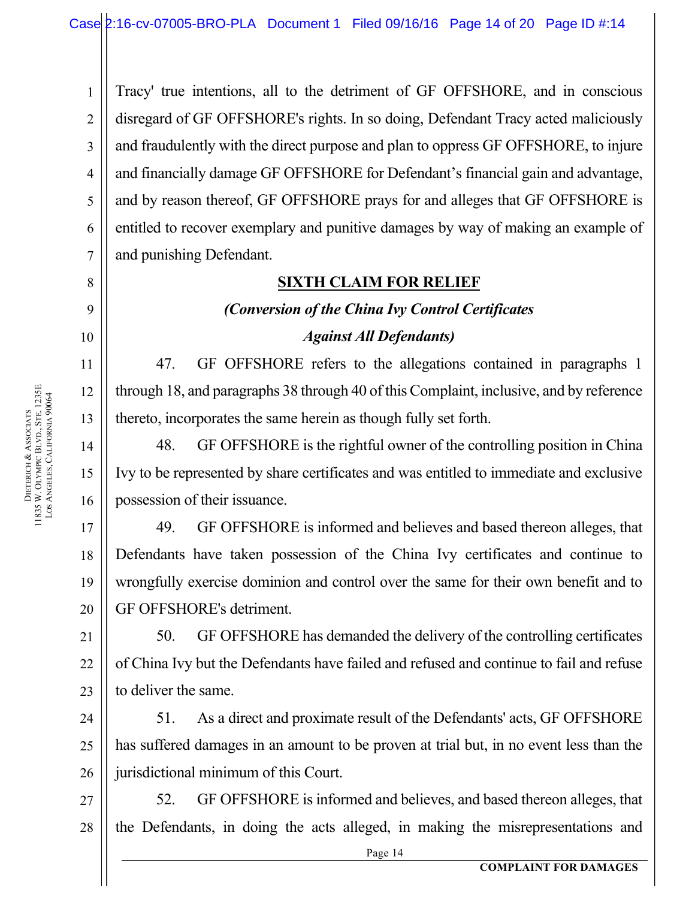Tracy' true intentions, all to the detriment of GF OFFSHORE, and in conscious disregard of GF OFFSHORE's rights. In so doing, Defendant Tracy acted maliciously and fraudulently with the direct purpose and plan to oppress GF OFFSHORE, to injure and financially damage GF OFFSHORE for Defendant's financial gain and advantage, and by reason thereof, GF OFFSHORE prays for and alleges that GF OFFSHORE is entitled to recover exemplary and punitive damages by way of making an example of and punishing Defendant.

**SIXTH CLAIM FOR RELIEF**

***(Conversion of the China Ivy Control Certificates Against All Defendants)***

47. GF OFFSHORE refers to the allegations contained in paragraphs 1 through 18, and paragraphs 38 through 40 of this Complaint, inclusive, and by reference thereto, incorporates the same herein as though fully set forth.

48. GF OFFSHORE is the rightful owner of the controlling position in China Ivy to be represented by share certificates and was entitled to immediate and exclusive possession of their issuance.

49. GF OFFSHORE is informed and believes and based thereon alleges, that Defendants have taken possession of the China Ivy certificates and continue to wrongfully exercise dominion and control over the same for their own benefit and to GF OFFSHORE's detriment.

50. GF OFFSHORE has demanded the delivery of the controlling certificates of China Ivy but the Defendants have failed and refused and continue to fail and refuse to deliver the same.

51. As a direct and proximate result of the Defendants' acts, GF OFFSHORE has suffered damages in an amount to be proven at trial but, in no event less than the jurisdictional minimum of this Court.

52. GF OFFSHORE is informed and believes, and based thereon alleges, that the Defendants, in doing the acts alleged, in making the misrepresentations and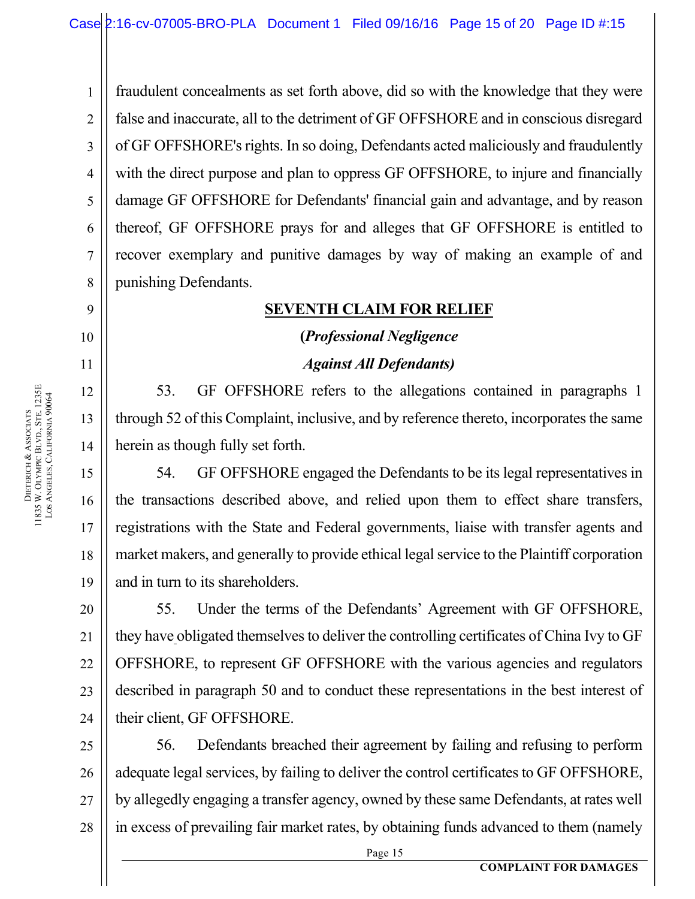fraudulent concealments as set forth above, did so with the knowledge that they were false and inaccurate, all to the detriment of GF OFFSHORE and in conscious disregard of GF OFFSHORE's rights. In so doing, Defendants acted maliciously and fraudulently with the direct purpose and plan to oppress GF OFFSHORE, to injure and financially damage GF OFFSHORE for Defendants' financial gain and advantage, and by reason thereof, GF OFFSHORE prays for and alleges that GF OFFSHORE is entitled to recover exemplary and punitive damages by way of making an example of and punishing Defendants.

**SEVENTH CLAIM FOR RELIEF**

**(*Professional Negligence***

***Against All Defendants*)**

53. GF OFFSHORE refers to the allegations contained in paragraphs 1 through 52 of this Complaint, inclusive, and by reference thereto, incorporates the same herein as though fully set forth.

54. GF OFFSHORE engaged the Defendants to be its legal representatives in the transactions described above, and relied upon them to effect share transfers, registrations with the State and Federal governments, liaise with transfer agents and market makers, and generally to provide ethical legal service to the Plaintiff corporation and in turn to its shareholders.

55. Under the terms of the Defendants' Agreement with GF OFFSHORE, they have obligated themselves to deliver the controlling certificates of China Ivy to GF OFFSHORE, to represent GF OFFSHORE with the various agencies and regulators described in paragraph 50 and to conduct these representations in the best interest of their client, GF OFFSHORE.

56. Defendants breached their agreement by failing and refusing to perform adequate legal services, by failing to deliver the control certificates to GF OFFSHORE, by allegedly engaging a transfer agency, owned by these same Defendants, at rates well in excess of prevailing fair market rates, by obtaining funds advanced to them (namely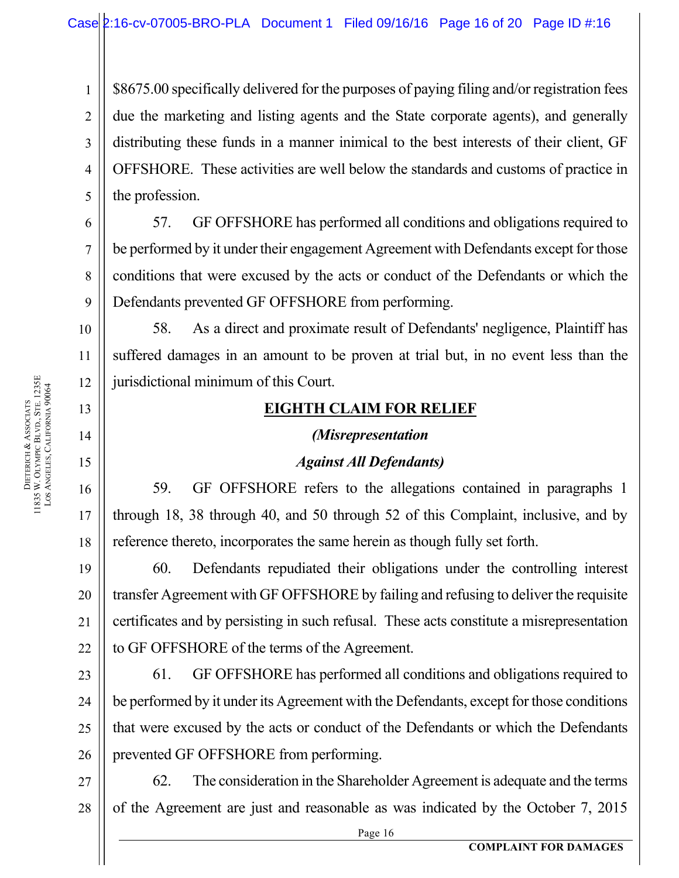$8675.00 specifically delivered for the purposes of paying filing and/or registration fees due the marketing and listing agents and the State corporate agents), and generally distributing these funds in a manner inimical to the best interests of their client, GF OFFSHORE. These activities are well below the standards and customs of practice in the profession.

57. GF OFFSHORE has performed all conditions and obligations required to be performed by it under their engagement Agreement with Defendants except for those conditions that were excused by the acts or conduct of the Defendants or which the Defendants prevented GF OFFSHORE from performing.

58. As a direct and proximate result of Defendants' negligence, Plaintiff has suffered damages in an amount to be proven at trial but, in no event less than the jurisdictional minimum of this Court.

## EIGHTH CLAIM FOR RELIEF

***(Misrepresentation***

***Against All Defendants)***

59. GF OFFSHORE refers to the allegations contained in paragraphs 1 through 18, 38 through 40, and 50 through 52 of this Complaint, inclusive, and by reference thereto, incorporates the same herein as though fully set forth.

60. Defendants repudiated their obligations under the controlling interest transfer Agreement with GF OFFSHORE by failing and refusing to deliver the requisite certificates and by persisting in such refusal. These acts constitute a misrepresentation to GF OFFSHORE of the terms of the Agreement.

61. GF OFFSHORE has performed all conditions and obligations required to be performed by it under its Agreement with the Defendants, except for those conditions that were excused by the acts or conduct of the Defendants or which the Defendants prevented GF OFFSHORE from performing.

62. The consideration in the Shareholder Agreement is adequate and the terms of the Agreement are just and reasonable as was indicated by the October 7, 2015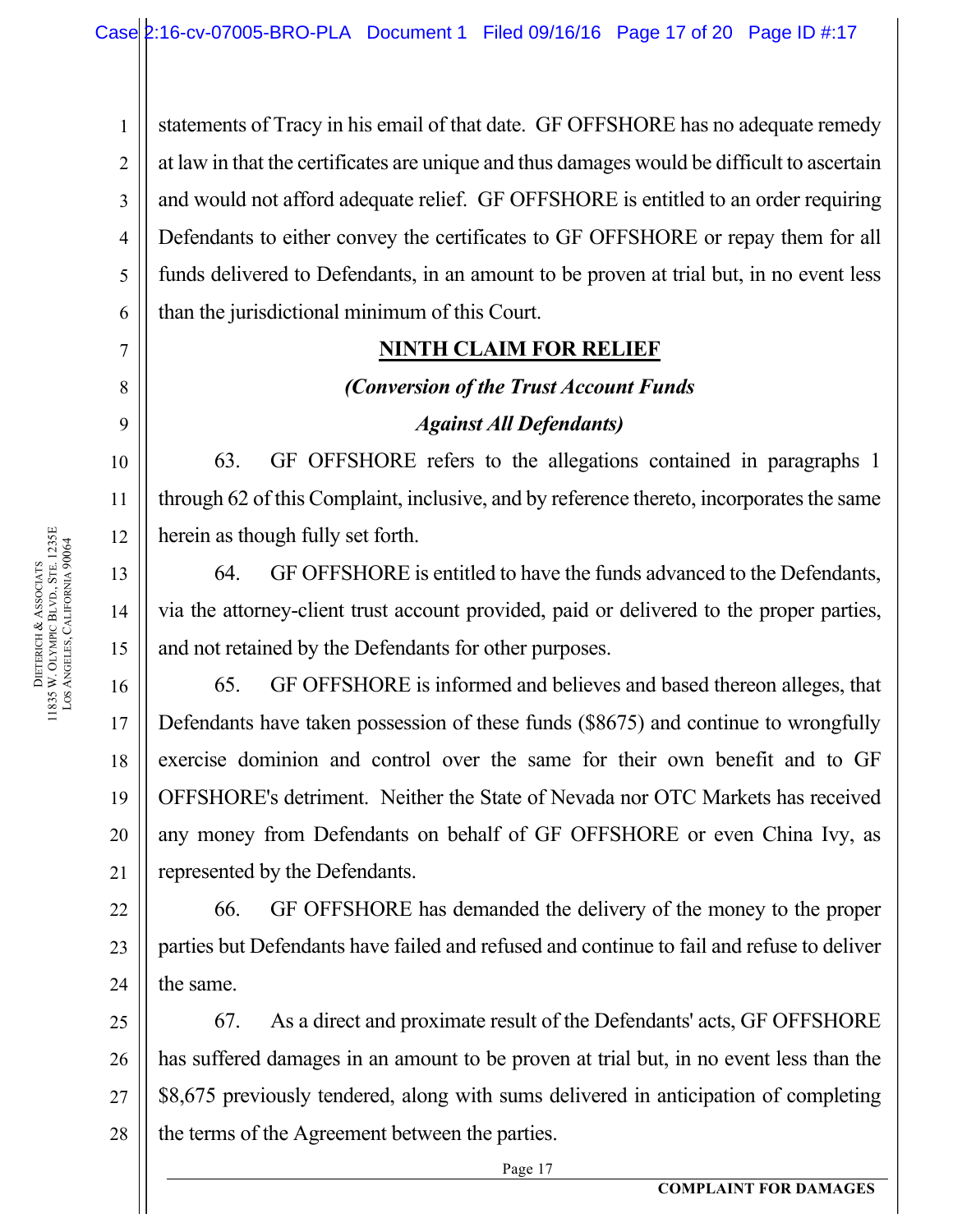statements of Tracy in his email of that date. GF OFFSHORE has no adequate remedy at law in that the certificates are unique and thus damages would be difficult to ascertain and would not afford adequate relief. GF OFFSHORE is entitled to an order requiring Defendants to either convey the certificates to GF OFFSHORE or repay them for all funds delivered to Defendants, in an amount to be proven at trial but, in no event less than the jurisdictional minimum of this Court.

**NINTH CLAIM FOR RELIEF**

***(Conversion of the Trust Account Funds Against All Defendants)***

63. GF OFFSHORE refers to the allegations contained in paragraphs 1 through 62 of this Complaint, inclusive, and by reference thereto, incorporates the same herein as though fully set forth.

64. GF OFFSHORE is entitled to have the funds advanced to the Defendants, via the attorney-client trust account provided, paid or delivered to the proper parties, and not retained by the Defendants for other purposes.

65. GF OFFSHORE is informed and believes and based thereon alleges, that Defendants have taken possession of these funds ($8675) and continue to wrongfully exercise dominion and control over the same for their own benefit and to GF OFFSHORE's detriment. Neither the State of Nevada nor OTC Markets has received any money from Defendants on behalf of GF OFFSHORE or even China Ivy, as represented by the Defendants.

66. GF OFFSHORE has demanded the delivery of the money to the proper parties but Defendants have failed and refused and continue to fail and refuse to deliver the same.

67. As a direct and proximate result of the Defendants' acts, GF OFFSHORE has suffered damages in an amount to be proven at trial but, in no event less than the $8,675 previously tendered, along with sums delivered in anticipation of completing the terms of the Agreement between the parties.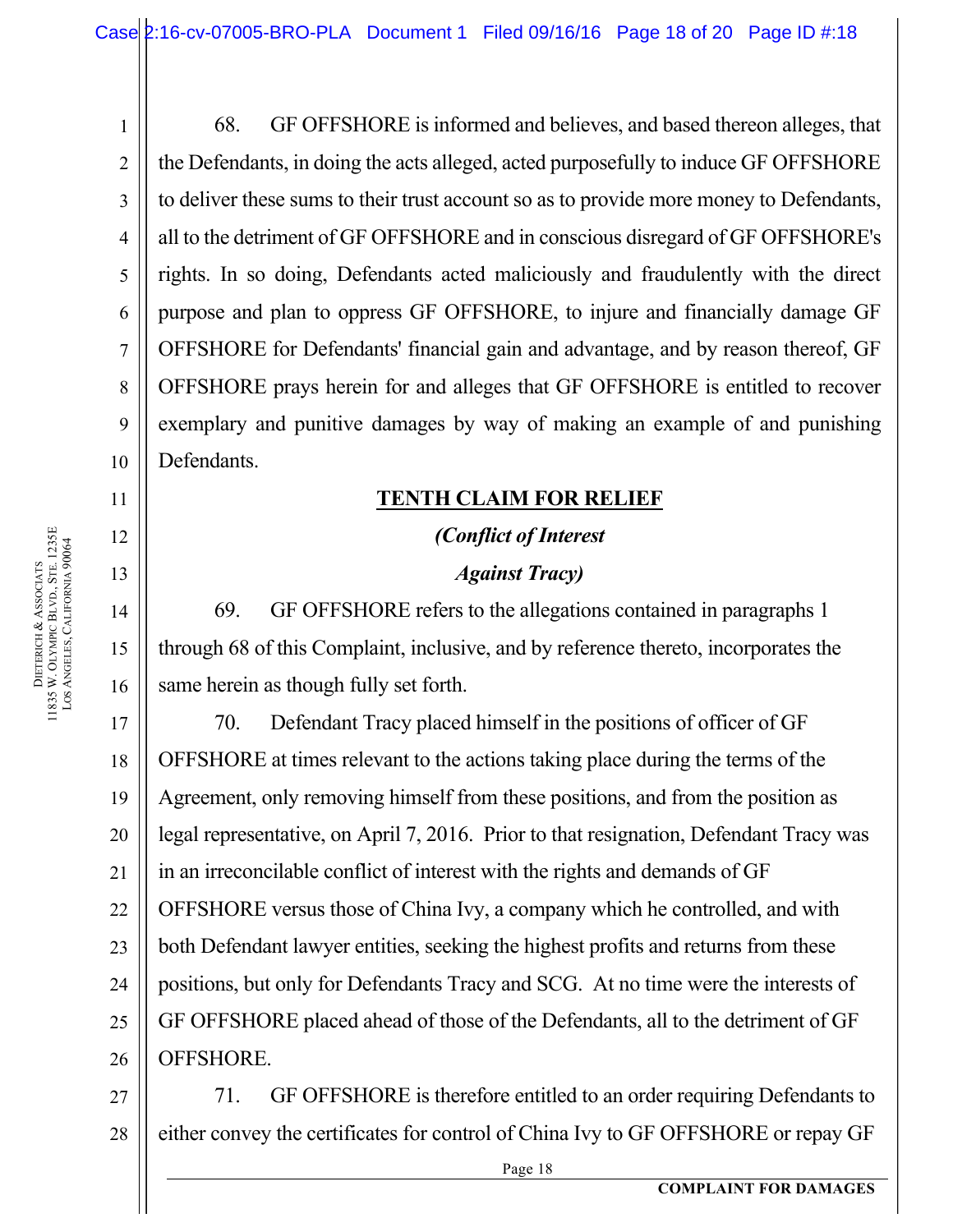68. GF OFFSHORE is informed and believes, and based thereon alleges, that the Defendants, in doing the acts alleged, acted purposefully to induce GF OFFSHORE to deliver these sums to their trust account so as to provide more money to Defendants, all to the detriment of GF OFFSHORE and in conscious disregard of GF OFFSHORE's rights. In so doing, Defendants acted maliciously and fraudulently with the direct purpose and plan to oppress GF OFFSHORE, to injure and financially damage GF OFFSHORE for Defendants' financial gain and advantage, and by reason thereof, GF OFFSHORE prays herein for and alleges that GF OFFSHORE is entitled to recover exemplary and punitive damages by way of making an example of and punishing Defendants.

## TENTH CLAIM FOR RELIEF

***(Conflict of Interest***

***Against Tracy)***

69. GF OFFSHORE refers to the allegations contained in paragraphs 1 through 68 of this Complaint, inclusive, and by reference thereto, incorporates the same herein as though fully set forth.

70. Defendant Tracy placed himself in the positions of officer of GF OFFSHORE at times relevant to the actions taking place during the terms of the Agreement, only removing himself from these positions, and from the position as legal representative, on April 7, 2016. Prior to that resignation, Defendant Tracy was in an irreconcilable conflict of interest with the rights and demands of GF OFFSHORE versus those of China Ivy, a company which he controlled, and with both Defendant lawyer entities, seeking the highest profits and returns from these positions, but only for Defendants Tracy and SCG. At no time were the interests of GF OFFSHORE placed ahead of those of the Defendants, all to the detriment of GF OFFSHORE.

71. GF OFFSHORE is therefore entitled to an order requiring Defendants to either convey the certificates for control of China Ivy to GF OFFSHORE or repay GF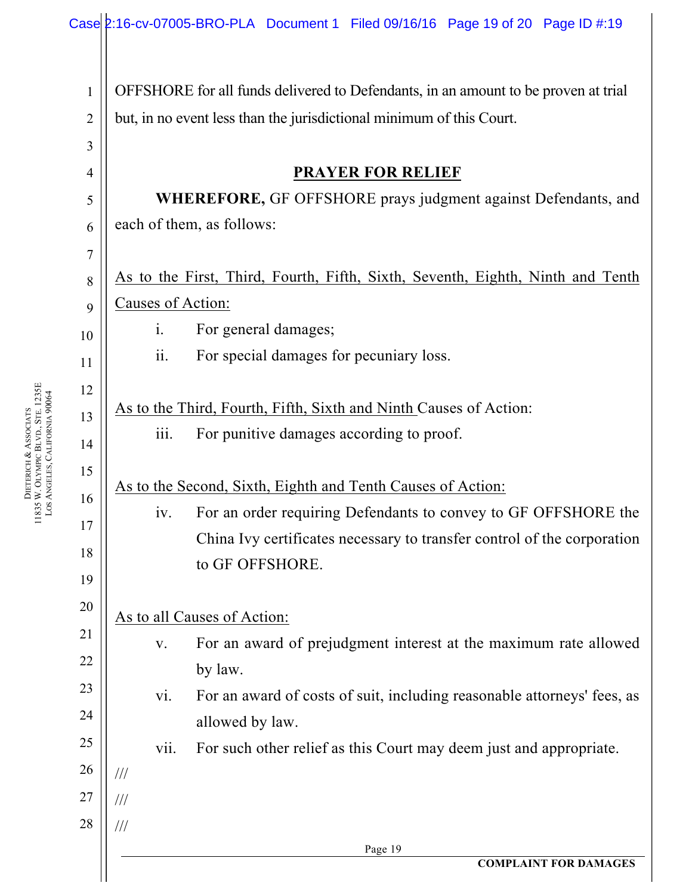OFFSHORE for all funds delivered to Defendants, in an amount to be proven at trial but, in no event less than the jurisdictional minimum of this Court.

## PRAYER FOR RELIEF

**WHEREFORE,** GF OFFSHORE prays judgment against Defendants, and each of them, as follows:

As to the First, Third, Fourth, Fifth, Sixth, Seventh, Eighth, Ninth and Tenth Causes of Action:

- i. For general damages;
- ii. For special damages for pecuniary loss.

As to the Third, Fourth, Fifth, Sixth and Ninth Causes of Action:

- iii. For punitive damages according to proof.

As to the Second, Sixth, Eighth and Tenth Causes of Action:

- iv. For an order requiring Defendants to convey to GF OFFSHORE the China Ivy certificates necessary to transfer control of the corporation to GF OFFSHORE.

As to all Causes of Action:

- v. For an award of prejudgment interest at the maximum rate allowed by law.
- vi. For an award of costs of suit, including reasonable attorneys' fees, as allowed by law.
- vii. For such other relief as this Court may deem just and appropriate.

///

///

///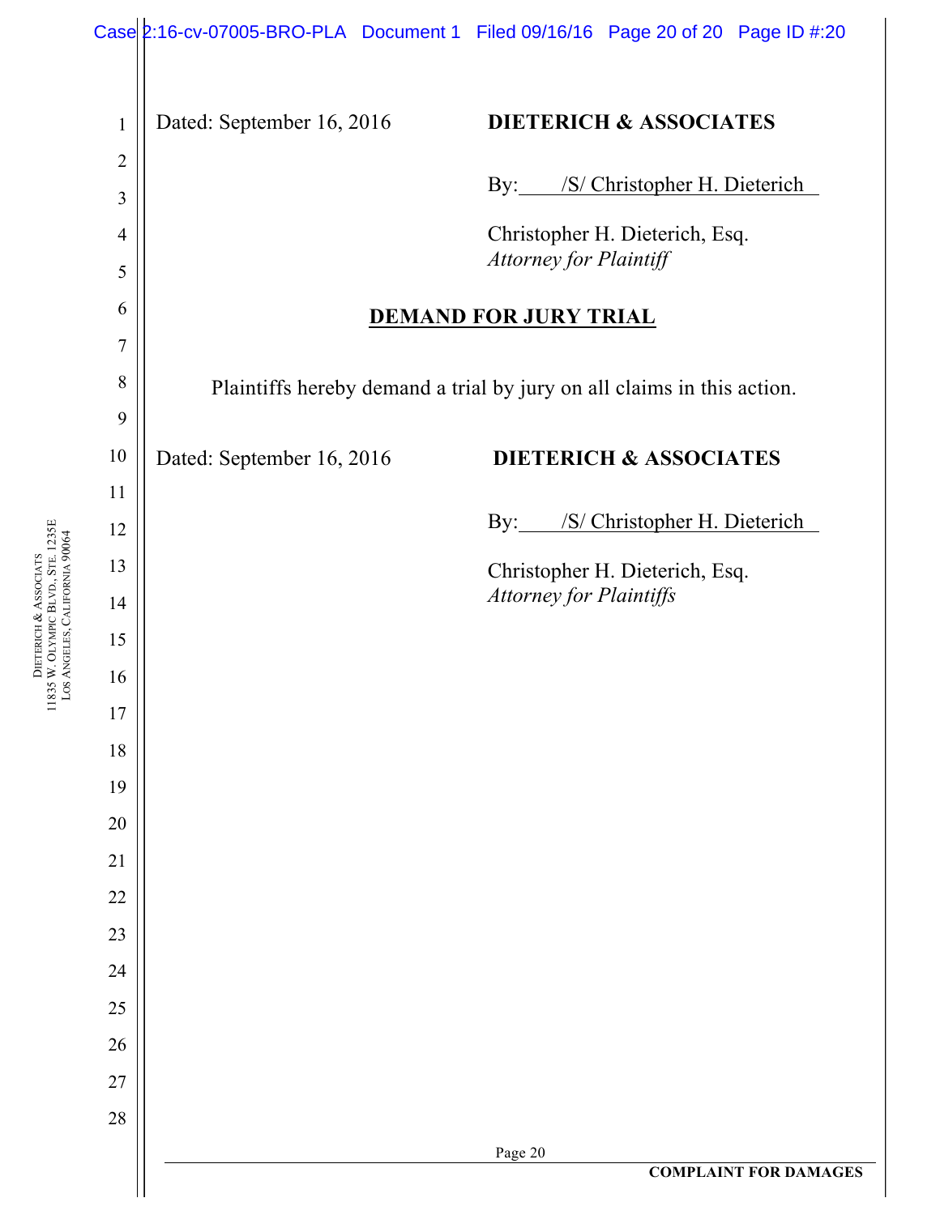Dated: September 16, 2016

**DIETERICH & ASSOCIATES**

By: /S/ Christopher H. Dieterich

Christopher H. Dieterich, Esq.
*Attorney for Plaintiff*

## DEMAND FOR JURY TRIAL

Plaintiffs hereby demand a trial by jury on all claims in this action.

Dated: September 16, 2016

**DIETERICH & ASSOCIATES**

By: /S/ Christopher H. Dieterich

Christopher H. Dieterich, Esq.
*Attorney for Plaintiffs*